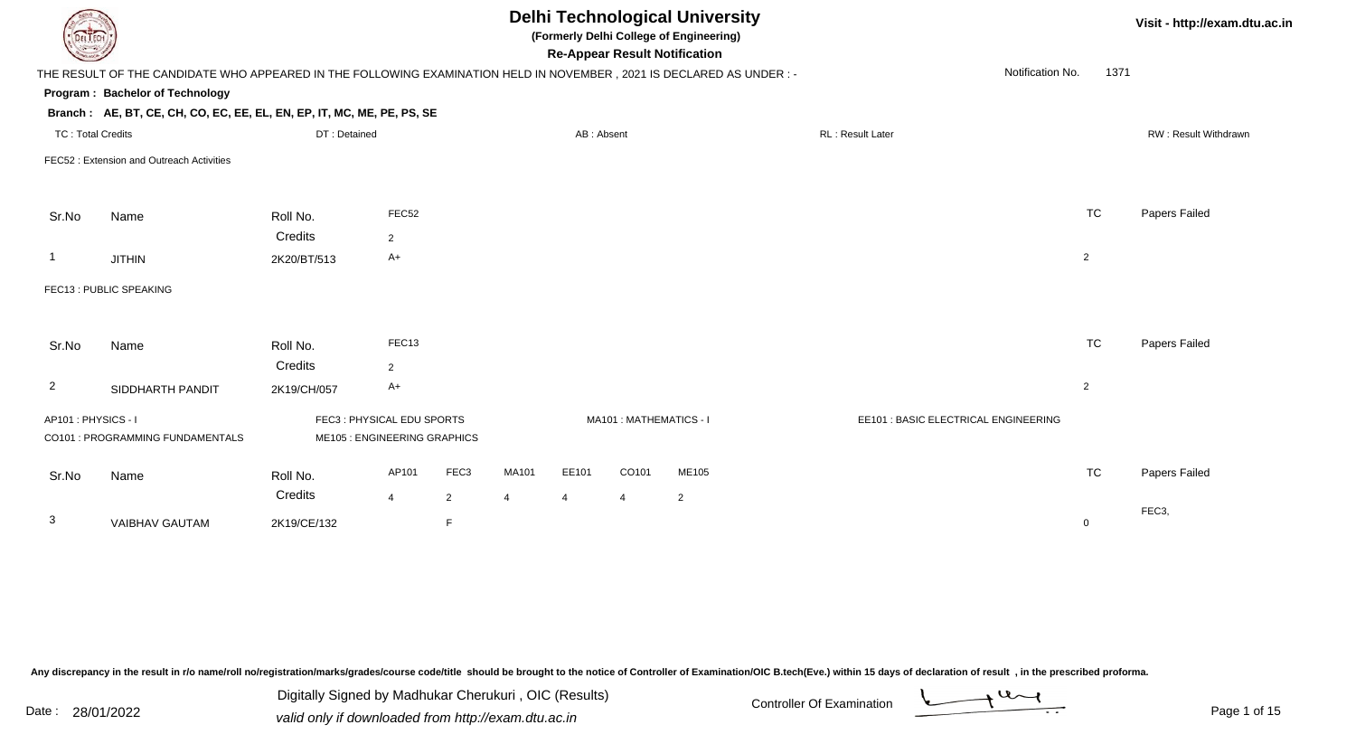# Delhi Technological University

**(Formerly Delhi College of Engineering)**

**Re-Appear Result Notification**

Visit - http://exam.dtu.ac.in

THE RESULT OF THE CANDIDATE WHO APPEARED IN THE FOLLOWING EXAMINATION HELD IN NOVEMBER , 2021 IS DECLARED AS UNDER : -

Notification No. 1371

**Program : Bachelor of Technology**

**Branch : AE, BT, CE, CH, CO, EC, EE, EL, EN, EP, IT, MC, ME, PE, PS, SE**

TC : Total Credits | DT : Detained | AB : Absent | RL : Result Later | RW : Result Withdrawn

FEC52 : Extension and Outreach Activities

| Sr.No | Name | Roll No. | FEC52 | TC | Papers Failed |
|---|---|---|---|---|---|
| | | Credits | 2 | | |
| 1 | JITHIN | 2K20/BT/513 | A+ | 2 | |

FEC13 : PUBLIC SPEAKING

| Sr.No | Name | Roll No. | FEC13 | TC | Papers Failed |
|---|---|---|---|---|---|
| | | Credits | 2 | | |
| 2 | SIDDHARTH PANDIT | 2K19/CH/057 | A+ | 2 | |

AP101 : PHYSICS - I | FEC3 : PHYSICAL EDU SPORTS | MA101 : MATHEMATICS - I | EE101 : BASIC ELECTRICAL ENGINEERING | CO101 : PROGRAMMING FUNDAMENTALS | ME105 : ENGINEERING GRAPHICS

| Sr.No | Name | Roll No. | AP101 | FEC3 | MA101 | EE101 | CO101 | ME105 | TC | Papers Failed |
|---|---|---|---|---|---|---|---|---|---|---|
| | | Credits | 4 | 2 | 4 | 4 | 4 | 2 | | |
| 3 | VAIBHAV GAUTAM | 2K19/CE/132 | | F | | | | | 0 | FEC3, |

Any discrepancy in the result in r/o name/roll no/registration/marks/grades/course code/title should be brought to the notice of Controller of Examination/OIC B.tech(Eve.) within 15 days of declaration of result , in the prescribed proforma.

Date : 28/01/2022

Digitally Signed by Madhukar Cherukuri , OIC (Results)
valid only if downloaded from http://exam.dtu.ac.in

Controller Of Examination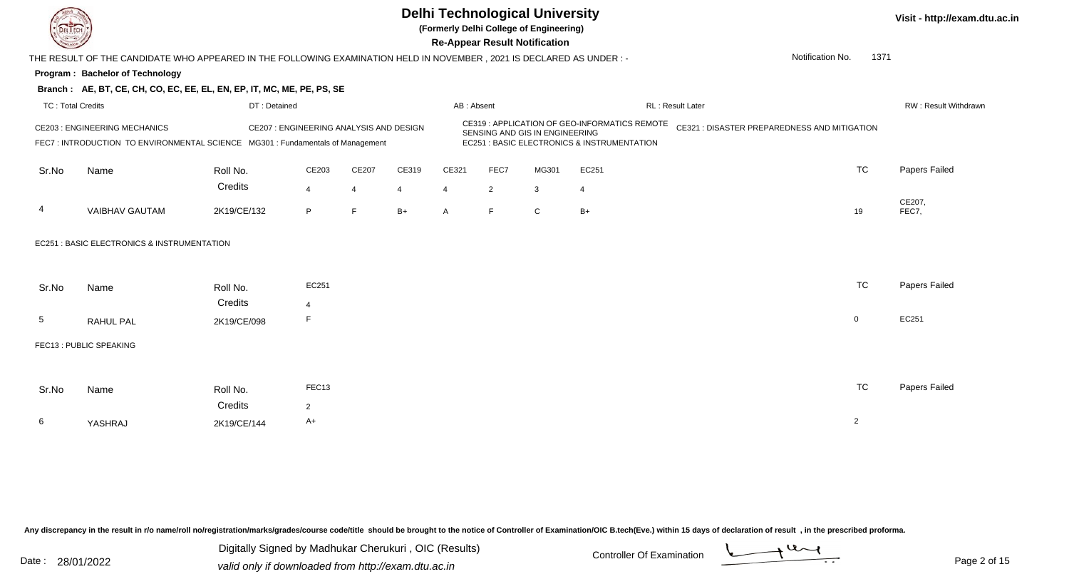# Delhi Technological University

**(Formerly Delhi College of Engineering)**

**Re-Appear Result Notification**

Visit - http://exam.dtu.ac.in

THE RESULT OF THE CANDIDATE WHO APPEARED IN THE FOLLOWING EXAMINATION HELD IN NOVEMBER , 2021 IS DECLARED AS UNDER : -

Notification No. 1371

**Program : Bachelor of Technology**

**Branch : AE, BT, CE, CH, CO, EC, EE, EL, EN, EP, IT, MC, ME, PE, PS, SE**

TC : Total Credits | DT : Detained | AB : Absent | RL : Result Later | RW : Result Withdrawn

CE203 : ENGINEERING MECHANICS
CE207 : ENGINEERING ANALYSIS AND DESIGN
CE319 : APPLICATION OF GEO-INFORMATICS REMOTE SENSING AND GIS IN ENGINEERING
CE321 : DISASTER PREPAREDNESS AND MITIGATION
FEC7 : INTRODUCTION TO ENVIRONMENTAL SCIENCE
MG301 : Fundamentals of Management
EC251 : BASIC ELECTRONICS & INSTRUMENTATION

| Sr.No | Name | Roll No. | CE203 | CE207 | CE319 | CE321 | FEC7 | MG301 | EC251 | TC | Papers Failed |
|---|---|---|---|---|---|---|---|---|---|---|---|
| | | Credits | 4 | 4 | 4 | 4 | 2 | 3 | 4 | | |
| 4 | VAIBHAV GAUTAM | 2K19/CE/132 | P | F | B+ | A | F | C | B+ | 19 | CE207, FEC7, |

EC251 : BASIC ELECTRONICS & INSTRUMENTATION

| Sr.No | Name | Roll No. | EC251 | TC | Papers Failed |
|---|---|---|---|---|---|
| | | Credits | 4 | | |
| 5 | RAHUL PAL | 2K19/CE/098 | F | 0 | EC251 |

FEC13 : PUBLIC SPEAKING

| Sr.No | Name | Roll No. | FEC13 | TC | Papers Failed |
|---|---|---|---|---|---|
| | | Credits | 2 | | |
| 6 | YASHRAJ | 2K19/CE/144 | A+ | 2 | |

Any discrepancy in the result in r/o name/roll no/registration/marks/grades/course code/title should be brought to the notice of Controller of Examination/OIC B.tech(Eve.) within 15 days of declaration of result , in the prescribed proforma.

Date : 28/01/2022

Digitally Signed by Madhukar Cherukuri , OIC (Results)
valid only if downloaded from http://exam.dtu.ac.in

Controller Of Examination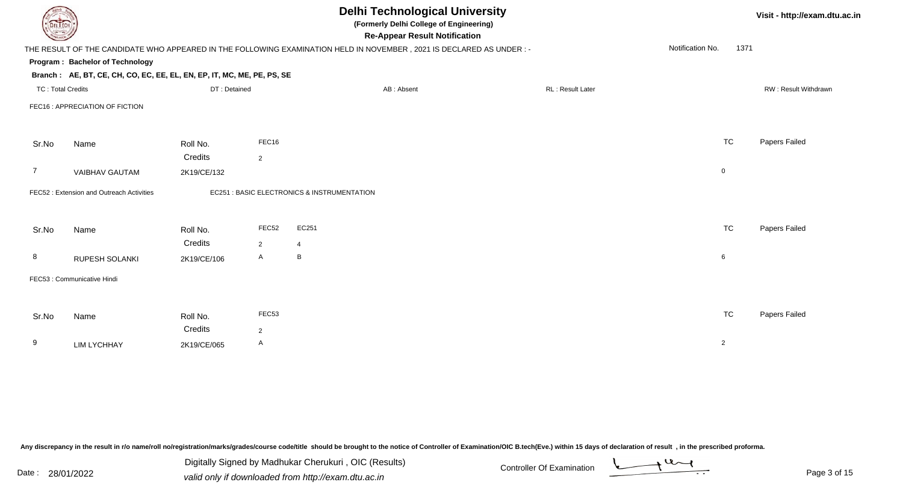# Delhi Technological University

**(Formerly Delhi College of Engineering)**

**Re-Appear Result Notification**

Visit - http://exam.dtu.ac.in

THE RESULT OF THE CANDIDATE WHO APPEARED IN THE FOLLOWING EXAMINATION HELD IN NOVEMBER , 2021 IS DECLARED AS UNDER : -

Notification No. 1371

**Program : Bachelor of Technology**

**Branch : AE, BT, CE, CH, CO, EC, EE, EL, EN, EP, IT, MC, ME, PE, PS, SE**

TC : Total Credits | DT : Detained | AB : Absent | RL : Result Later | RW : Result Withdrawn

FEC16 : APPRECIATION OF FICTION

| Sr.No | Name | Roll No. | FEC16 | TC | Papers Failed |
|---|---|---|---|---|---|
| | | Credits | 2 | | |
| 7 | VAIBHAV GAUTAM | 2K19/CE/132 | | 0 | |

FEC52 : Extension and Outreach Activities

EC251 : BASIC ELECTRONICS & INSTRUMENTATION

| Sr.No | Name | Roll No. | FEC52 | EC251 | TC | Papers Failed |
|---|---|---|---|---|---|---|
| | | Credits | 2 | 4 | | |
| 8 | RUPESH SOLANKI | 2K19/CE/106 | A | B | 6 | |

FEC53 : Communicative Hindi

| Sr.No | Name | Roll No. | FEC53 | TC | Papers Failed |
|---|---|---|---|---|---|
| | | Credits | 2 | | |
| 9 | LIM LYCHHAY | 2K19/CE/065 | A | 2 | |

Any discrepancy in the result in r/o name/roll no/registration/marks/grades/course code/title should be brought to the notice of Controller of Examination/OIC B.tech(Eve.) within 15 days of declaration of result , in the prescribed proforma.

Date : 28/01/2022

Digitally Signed by Madhukar Cherukuri , OIC (Results)

valid only if downloaded from http://exam.dtu.ac.in

Controller Of Examination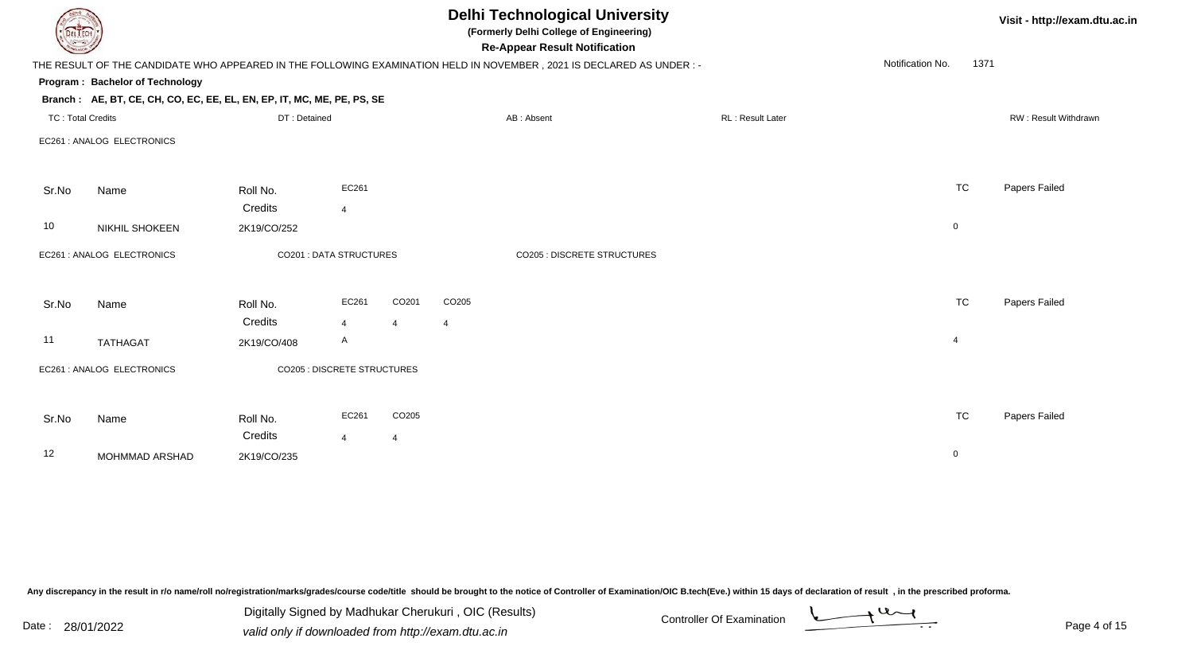# Delhi Technological University

**(Formerly Delhi College of Engineering)**

**Re-Appear Result Notification**

Visit - http://exam.dtu.ac.in

THE RESULT OF THE CANDIDATE WHO APPEARED IN THE FOLLOWING EXAMINATION HELD IN NOVEMBER , 2021 IS DECLARED AS UNDER : -

Notification No. 1371

**Program : Bachelor of Technology**

**Branch : AE, BT, CE, CH, CO, EC, EE, EL, EN, EP, IT, MC, ME, PE, PS, SE**

TC : Total Credits    DT : Detained    AB : Absent    RL : Result Later    RW : Result Withdrawn

EC261 : ANALOG ELECTRONICS

| Sr.No | Name | Roll No. | EC261 | TC | Papers Failed |
|---|---|---|---|---|---|
| | | Credits | 4 | | |
| 10 | NIKHIL SHOKEEN | 2K19/CO/252 | | 0 | |

EC261 : ANALOG ELECTRONICS    CO201 : DATA STRUCTURES    CO205 : DISCRETE STRUCTURES

| Sr.No | Name | Roll No. | EC261 | CO201 | CO205 | TC | Papers Failed |
|---|---|---|---|---|---|---|---|
| | | Credits | 4 | 4 | 4 | | |
| 11 | TATHAGAT | 2K19/CO/408 | A | | | 4 | |

EC261 : ANALOG ELECTRONICS    CO205 : DISCRETE STRUCTURES

| Sr.No | Name | Roll No. | EC261 | CO205 | TC | Papers Failed |
|---|---|---|---|---|---|---|
| | | Credits | 4 | 4 | | |
| 12 | MOHMMAD ARSHAD | 2K19/CO/235 | | | 0 | |

Any discrepancy in the result in r/o name/roll no/registration/marks/grades/course code/title should be brought to the notice of Controller of Examination/OIC B.tech(Eve.) within 15 days of declaration of result , in the prescribed proforma.

Date : 28/01/2022

Digitally Signed by Madhukar Cherukuri , OIC (Results)
valid only if downloaded from http://exam.dtu.ac.in

Controller Of Examination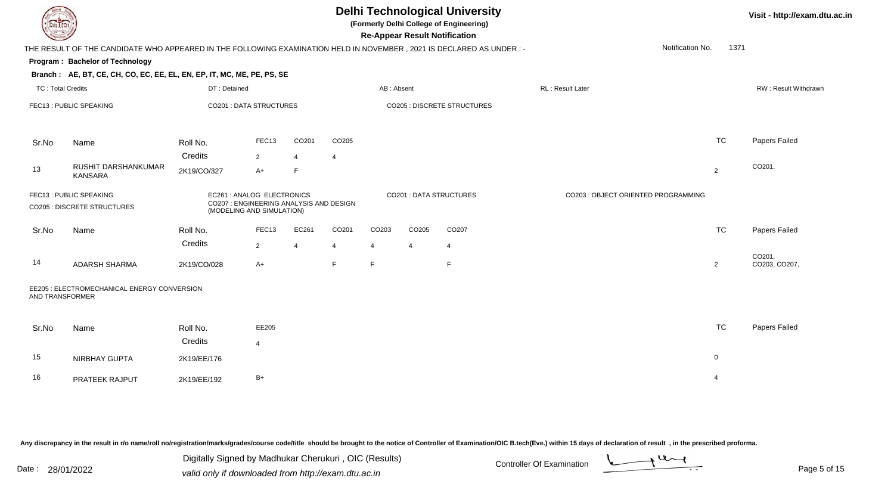# Delhi Technological University

**(Formerly Delhi College of Engineering)**

**Re-Appear Result Notification**

Visit - http://exam.dtu.ac.in

THE RESULT OF THE CANDIDATE WHO APPEARED IN THE FOLLOWING EXAMINATION HELD IN NOVEMBER , 2021 IS DECLARED AS UNDER : -

Notification No. 1371

**Program : Bachelor of Technology**

**Branch : AE, BT, CE, CH, CO, EC, EE, EL, EN, EP, IT, MC, ME, PE, PS, SE**

TC : Total Credits | DT : Detained | AB : Absent | RL : Result Later | RW : Result Withdrawn

FEC13 : PUBLIC SPEAKING | CO201 : DATA STRUCTURES | CO205 : DISCRETE STRUCTURES

| Sr.No | Name | Roll No. | FEC13 | CO201 | CO205 | TC | Papers Failed |
|---|---|---|---|---|---|---|---|
| | | Credits | 2 | 4 | 4 | | |
| 13 | RUSHIT DARSHANKUMAR KANSARA | 2K19/CO/327 | A+ | F | | 2 | CO201, |

FEC13 : PUBLIC SPEAKING | EC261 : ANALOG ELECTRONICS | CO201 : DATA STRUCTURES | CO203 : OBJECT ORIENTED PROGRAMMING | CO205 : DISCRETE STRUCTURES | CO207 : ENGINEERING ANALYSIS AND DESIGN (MODELING AND SIMULATION)

| Sr.No | Name | Roll No. | FEC13 | EC261 | CO201 | CO203 | CO205 | CO207 | TC | Papers Failed |
|---|---|---|---|---|---|---|---|---|---|---|
| | | Credits | 2 | 4 | 4 | 4 | 4 | 4 | | |
| 14 | ADARSH SHARMA | 2K19/CO/028 | A+ | | F | F | | F | 2 | CO201, CO203, CO207, |

EE205 : ELECTROMECHANICAL ENERGY CONVERSION AND TRANSFORMER

| Sr.No | Name | Roll No. | EE205 | TC | Papers Failed |
|---|---|---|---|---|---|
| | | Credits | 4 | | |
| 15 | NIRBHAY GUPTA | 2K19/EE/176 | | 0 | |
| 16 | PRATEEK RAJPUT | 2K19/EE/192 | B+ | 4 | |

Any discrepancy in the result in r/o name/roll no/registration/marks/grades/course code/title should be brought to the notice of Controller of Examination/OIC B.tech(Eve.) within 15 days of declaration of result , in the prescribed proforma.

Date : 28/01/2022

Digitally Signed by Madhukar Cherukuri , OIC (Results)

valid only if downloaded from http://exam.dtu.ac.in

Controller Of Examination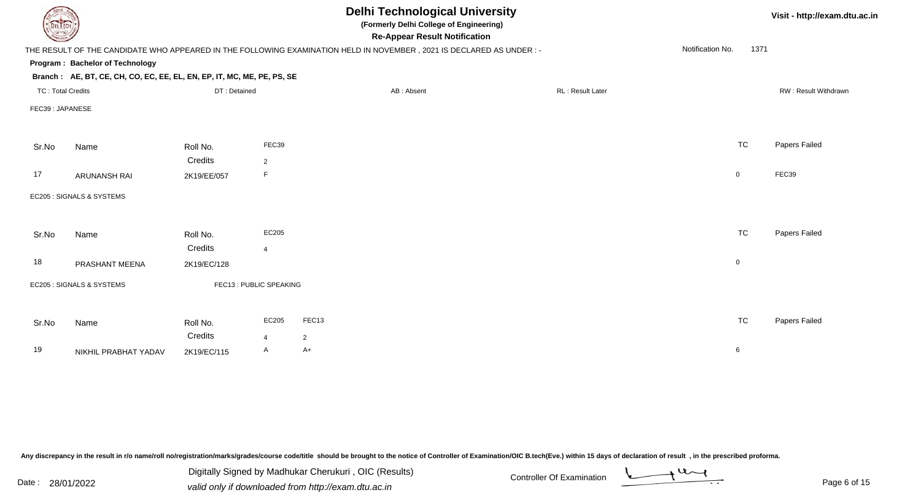# Delhi Technological University

**(Formerly Delhi College of Engineering)**

**Re-Appear Result Notification**

Visit - http://exam.dtu.ac.in

THE RESULT OF THE CANDIDATE WHO APPEARED IN THE FOLLOWING EXAMINATION HELD IN NOVEMBER , 2021 IS DECLARED AS UNDER : -

Notification No. 1371

**Program : Bachelor of Technology**

**Branch : AE, BT, CE, CH, CO, EC, EE, EL, EN, EP, IT, MC, ME, PE, PS, SE**

TC : Total Credits | DT : Detained | AB : Absent | RL : Result Later | RW : Result Withdrawn

FEC39 : JAPANESE

| Sr.No | Name | Roll No. | FEC39 | TC | Papers Failed |
|---|---|---|---|---|---|
| | | Credits | 2 | | |
| 17 | ARUNANSH RAI | 2K19/EE/057 | F | 0 | FEC39 |

EC205 : SIGNALS & SYSTEMS

| Sr.No | Name | Roll No. | EC205 | TC | Papers Failed |
|---|---|---|---|---|---|
| | | Credits | 4 | | |
| 18 | PRASHANT MEENA | 2K19/EC/128 | | 0 | |

EC205 : SIGNALS & SYSTEMS     FEC13 : PUBLIC SPEAKING

| Sr.No | Name | Roll No. | EC205 | FEC13 | TC | Papers Failed |
|---|---|---|---|---|---|---|
| | | Credits | 4 | 2 | | |
| 19 | NIKHIL PRABHAT YADAV | 2K19/EC/115 | A | A+ | 6 | |

Any discrepancy in the result in r/o name/roll no/registration/marks/grades/course code/title should be brought to the notice of Controller of Examination/OIC B.tech(Eve.) within 15 days of declaration of result , in the prescribed proforma.

Date : 28/01/2022

Digitally Signed by Madhukar Cherukuri , OIC (Results)
valid only if downloaded from http://exam.dtu.ac.in

Controller Of Examination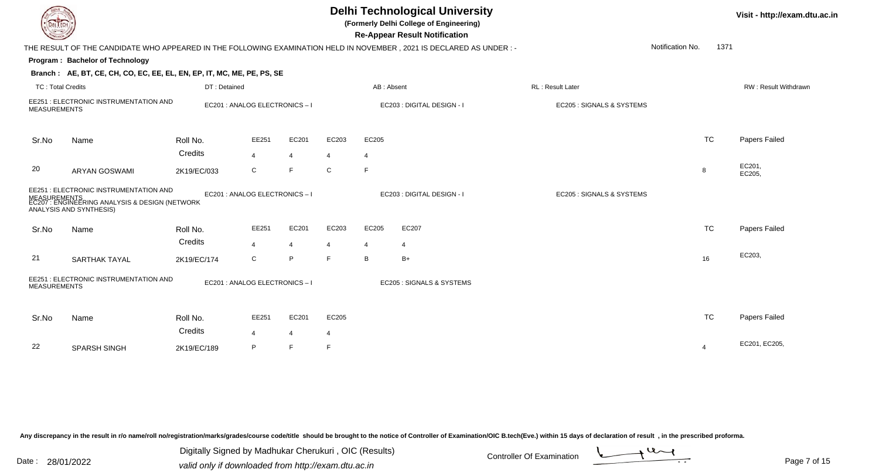# Delhi Technological University

**(Formerly Delhi College of Engineering)**

**Re-Appear Result Notification**

Visit - http://exam.dtu.ac.in

THE RESULT OF THE CANDIDATE WHO APPEARED IN THE FOLLOWING EXAMINATION HELD IN NOVEMBER , 2021 IS DECLARED AS UNDER : -

Notification No. 1371

**Program : Bachelor of Technology**

**Branch : AE, BT, CE, CH, CO, EC, EE, EL, EN, EP, IT, MC, ME, PE, PS, SE**

TC : Total Credits | DT : Detained | AB : Absent | RL : Result Later | RW : Result Withdrawn

EE251 : ELECTRONIC INSTRUMENTATION AND MEASUREMENTS | EC201 : ANALOG ELECTRONICS – I | EC203 : DIGITAL DESIGN - I | EC205 : SIGNALS & SYSTEMS

| Sr.No | Name | Roll No. | EE251 | EC201 | EC203 | EC205 | TC | Papers Failed |
|---|---|---|---|---|---|---|---|---|
| | | Credits | 4 | 4 | 4 | 4 | | |
| 20 | ARYAN GOSWAMI | 2K19/EC/033 | C | F | C | F | 8 | EC201, EC205, |

EE251 : ELECTRONIC INSTRUMENTATION AND MEASUREMENTS | EC201 : ANALOG ELECTRONICS – I | EC203 : DIGITAL DESIGN - I | EC205 : SIGNALS & SYSTEMS | EC207 : ENGINEERING ANALYSIS & DESIGN (NETWORK ANALYSIS AND SYNTHESIS)

| Sr.No | Name | Roll No. | EE251 | EC201 | EC203 | EC205 | EC207 | TC | Papers Failed |
|---|---|---|---|---|---|---|---|---|---|
| | | Credits | 4 | 4 | 4 | 4 | 4 | | |
| 21 | SARTHAK TAYAL | 2K19/EC/174 | C | P | F | B | B+ | 16 | EC203, |

EE251 : ELECTRONIC INSTRUMENTATION AND MEASUREMENTS | EC201 : ANALOG ELECTRONICS – I | EC205 : SIGNALS & SYSTEMS

| Sr.No | Name | Roll No. | EE251 | EC201 | EC205 | TC | Papers Failed |
|---|---|---|---|---|---|---|---|
| | | Credits | 4 | 4 | 4 | | |
| 22 | SPARSH SINGH | 2K19/EC/189 | P | F | F | 4 | EC201, EC205, |

Any discrepancy in the result in r/o name/roll no/registration/marks/grades/course code/title should be brought to the notice of Controller of Examination/OIC B.tech(Eve.) within 15 days of declaration of result , in the prescribed proforma.

Date : 28/01/2022

Digitally Signed by Madhukar Cherukuri , OIC (Results)
valid only if downloaded from http://exam.dtu.ac.in

Controller Of Examination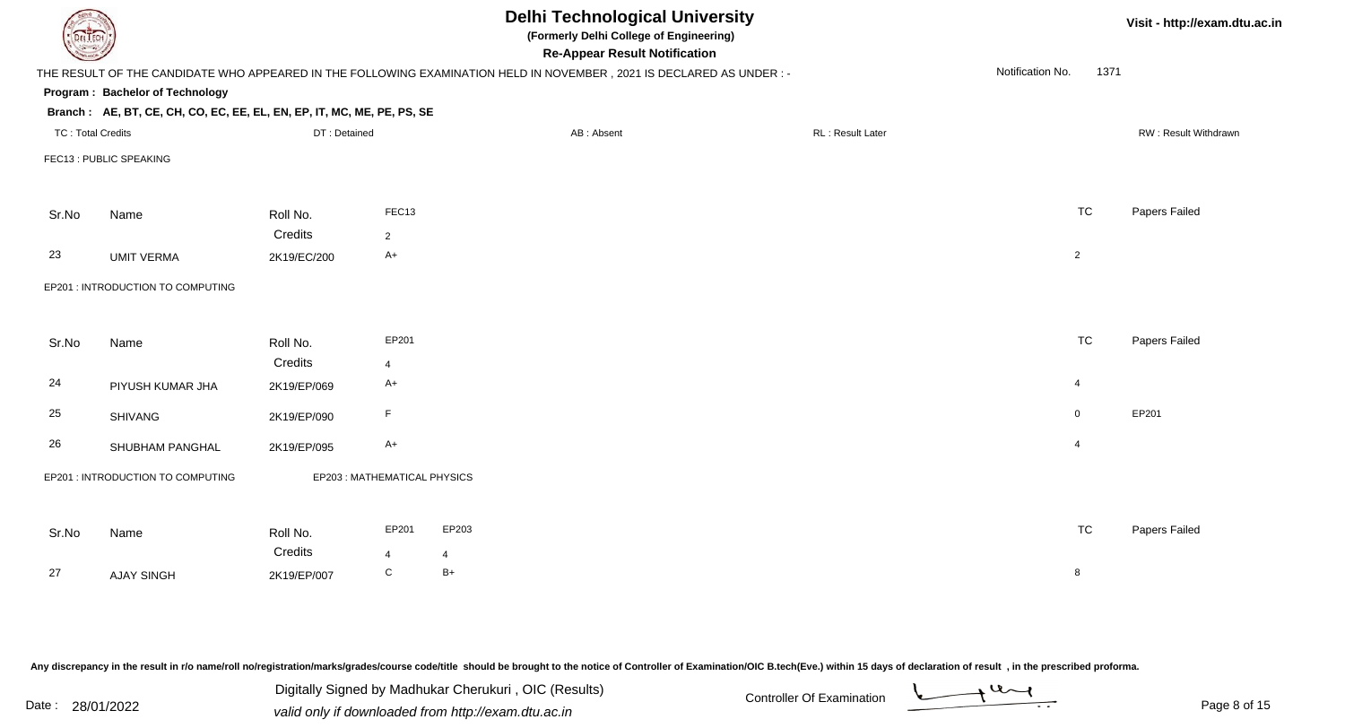# Delhi Technological University

**(Formerly Delhi College of Engineering)**

**Re-Appear Result Notification**

THE RESULT OF THE CANDIDATE WHO APPEARED IN THE FOLLOWING EXAMINATION HELD IN NOVEMBER , 2021 IS DECLARED AS UNDER : -

Notification No. 1371

**Program : Bachelor of Technology**

**Branch : AE, BT, CE, CH, CO, EC, EE, EL, EN, EP, IT, MC, ME, PE, PS, SE**

TC : Total Credits | DT : Detained | AB : Absent | RL : Result Later | RW : Result Withdrawn

FEC13 : PUBLIC SPEAKING

| Sr.No | Name | Roll No. | FEC13 | TC | Papers Failed |
|---|---|---|---|---|---|
| | | Credits | 2 | | |
| 23 | UMIT VERMA | 2K19/EC/200 | A+ | 2 | |

EP201 : INTRODUCTION TO COMPUTING

| Sr.No | Name | Roll No. | EP201 | TC | Papers Failed |
|---|---|---|---|---|---|
| | | Credits | 4 | | |
| 24 | PIYUSH KUMAR JHA | 2K19/EP/069 | A+ | 4 | |
| 25 | SHIVANG | 2K19/EP/090 | F | 0 | EP201 |
| 26 | SHUBHAM PANGHAL | 2K19/EP/095 | A+ | 4 | |

EP201 : INTRODUCTION TO COMPUTING    EP203 : MATHEMATICAL PHYSICS

| Sr.No | Name | Roll No. | EP201 | EP203 | TC | Papers Failed |
|---|---|---|---|---|---|---|
| | | Credits | 4 | 4 | | |
| 27 | AJAY SINGH | 2K19/EP/007 | C | B+ | 8 | |

Any discrepancy in the result in r/o name/roll no/registration/marks/grades/course code/title should be brought to the notice of Controller of Examination/OIC B.tech(Eve.) within 15 days of declaration of result , in the prescribed proforma.

Date : 28/01/2022

Digitally Signed by Madhukar Cherukuri , OIC (Results)
valid only if downloaded from http://exam.dtu.ac.in

Controller Of Examination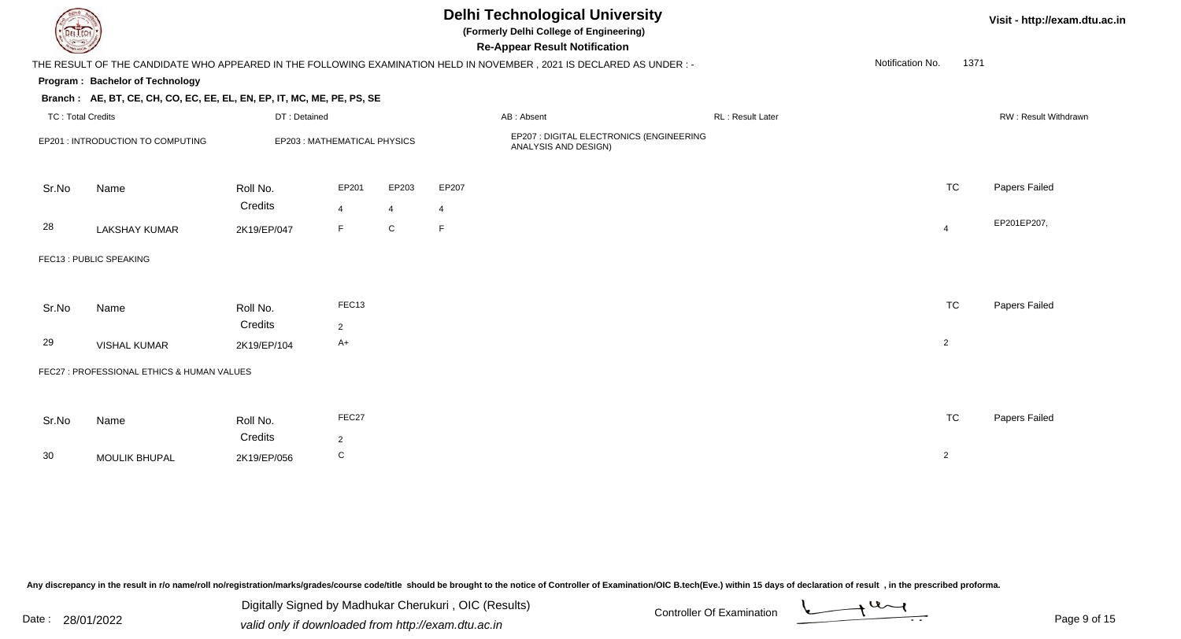# Delhi Technological University

**(Formerly Delhi College of Engineering)**

**Re-Appear Result Notification**

Visit - http://exam.dtu.ac.in

THE RESULT OF THE CANDIDATE WHO APPEARED IN THE FOLLOWING EXAMINATION HELD IN NOVEMBER , 2021 IS DECLARED AS UNDER : -

Notification No. 1371

**Program : Bachelor of Technology**

**Branch : AE, BT, CE, CH, CO, EC, EE, EL, EN, EP, IT, MC, ME, PE, PS, SE**

TC : Total Credits | DT : Detained | AB : Absent | RL : Result Later | RW : Result Withdrawn

EP201 : INTRODUCTION TO COMPUTING | EP203 : MATHEMATICAL PHYSICS | EP207 : DIGITAL ELECTRONICS (ENGINEERING ANALYSIS AND DESIGN)

| Sr.No | Name | Roll No. | EP201 | EP203 | EP207 | TC | Papers Failed |
|---|---|---|---|---|---|---|---|
| | | Credits | 4 | 4 | 4 | | |
| 28 | LAKSHAY KUMAR | 2K19/EP/047 | F | C | F | 4 | EP201EP207, |

FEC13 : PUBLIC SPEAKING

| Sr.No | Name | Roll No. | FEC13 | TC | Papers Failed |
|---|---|---|---|---|---|
| | | Credits | 2 | | |
| 29 | VISHAL KUMAR | 2K19/EP/104 | A+ | 2 | |

FEC27 : PROFESSIONAL ETHICS & HUMAN VALUES

| Sr.No | Name | Roll No. | FEC27 | TC | Papers Failed |
|---|---|---|---|---|---|
| | | Credits | 2 | | |
| 30 | MOULIK BHUPAL | 2K19/EP/056 | C | 2 | |

Any discrepancy in the result in r/o name/roll no/registration/marks/grades/course code/title should be brought to the notice of Controller of Examination/OIC B.tech(Eve.) within 15 days of declaration of result , in the prescribed proforma.

Date : 28/01/2022

Digitally Signed by Madhukar Cherukuri , OIC (Results)
valid only if downloaded from http://exam.dtu.ac.in

Controller Of Examination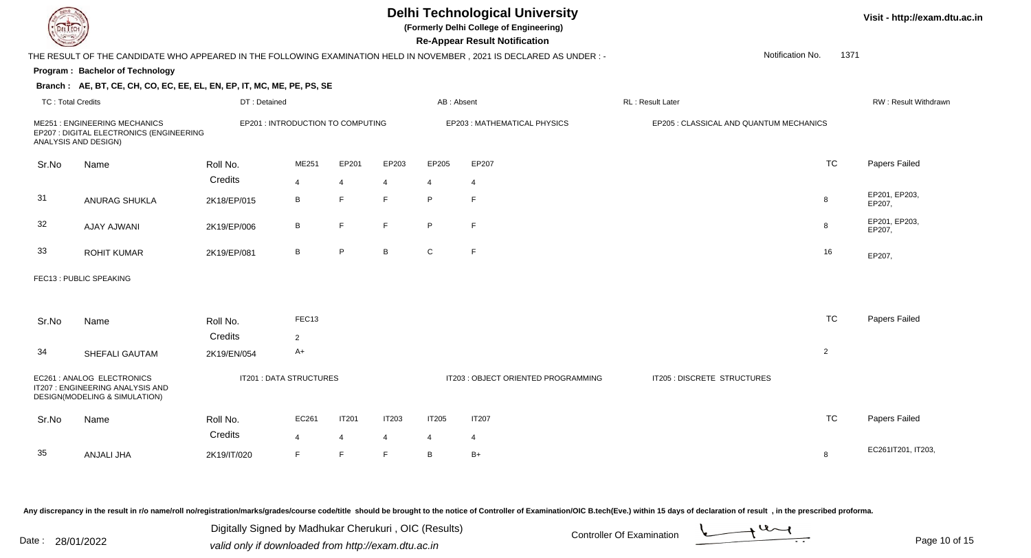# Delhi Technological University

**(Formerly Delhi College of Engineering)**

**Re-Appear Result Notification**

THE RESULT OF THE CANDIDATE WHO APPEARED IN THE FOLLOWING EXAMINATION HELD IN NOVEMBER , 2021 IS DECLARED AS UNDER : -

Notification No. 1371

**Program : Bachelor of Technology**

**Branch : AE, BT, CE, CH, CO, EC, EE, EL, EN, EP, IT, MC, ME, PE, PS, SE**

TC : Total Credits | DT : Detained | AB : Absent | RL : Result Later | RW : Result Withdrawn

ME251 : ENGINEERING MECHANICS
EP201 : INTRODUCTION TO COMPUTING
EP203 : MATHEMATICAL PHYSICS
EP205 : CLASSICAL AND QUANTUM MECHANICS
EP207 : DIGITAL ELECTRONICS (ENGINEERING ANALYSIS AND DESIGN)

| Sr.No | Name | Roll No. | ME251 | EP201 | EP203 | EP205 | EP207 | TC | Papers Failed |
|---|---|---|---|---|---|---|---|---|---|
| | | Credits | 4 | 4 | 4 | 4 | 4 | | |
| 31 | ANURAG SHUKLA | 2K18/EP/015 | B | F | F | P | F | 8 | EP201, EP203, EP207, |
| 32 | AJAY AJWANI | 2K19/EP/006 | B | F | F | P | F | 8 | EP201, EP203, EP207, |
| 33 | ROHIT KUMAR | 2K19/EP/081 | B | P | B | C | F | 16 | EP207, |

FEC13 : PUBLIC SPEAKING

| Sr.No | Name | Roll No. | FEC13 | TC | Papers Failed |
|---|---|---|---|---|---|
| | | Credits | 2 | | |
| 34 | SHEFALI GAUTAM | 2K19/EN/054 | A+ | 2 | |

EC261 : ANALOG ELECTRONICS
IT201 : DATA STRUCTURES
IT203 : OBJECT ORIENTED PROGRAMMING
IT205 : DISCRETE STRUCTURES
IT207 : ENGINEERING ANALYSIS AND DESIGN(MODELING & SIMULATION)

| Sr.No | Name | Roll No. | EC261 | IT201 | IT203 | IT205 | IT207 | TC | Papers Failed |
|---|---|---|---|---|---|---|---|---|---|
| | | Credits | 4 | 4 | 4 | 4 | 4 | | |
| 35 | ANJALI JHA | 2K19/IT/020 | F | F | F | B | B+ | 8 | EC261IT201, IT203, |

Any discrepancy in the result in r/o name/roll no/registration/marks/grades/course code/title should be brought to the notice of Controller of Examination/OIC B.tech(Eve.) within 15 days of declaration of result , in the prescribed proforma.

Date : 28/01/2022

Digitally Signed by Madhukar Cherukuri , OIC (Results)
valid only if downloaded from http://exam.dtu.ac.in

Controller Of Examination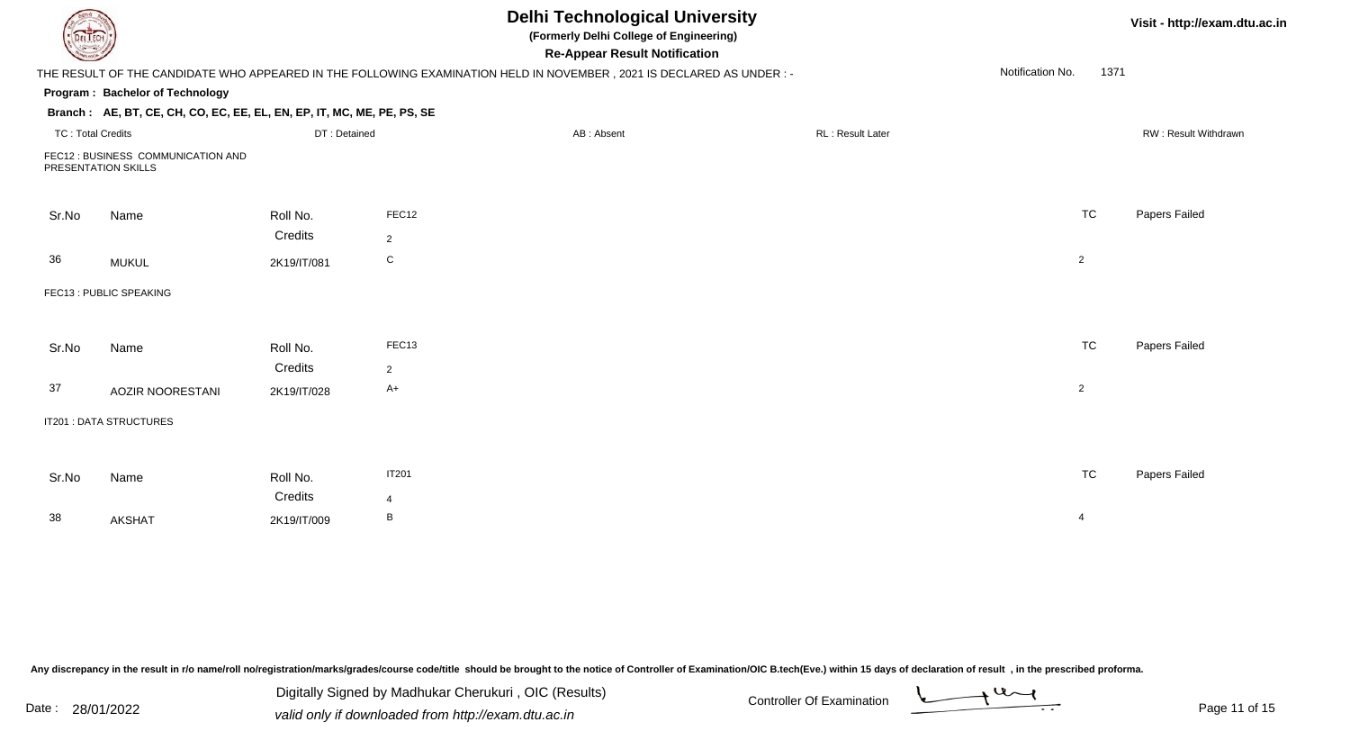# Delhi Technological University

**(Formerly Delhi College of Engineering)**

**Re-Appear Result Notification**

Visit - http://exam.dtu.ac.in

THE RESULT OF THE CANDIDATE WHO APPEARED IN THE FOLLOWING EXAMINATION HELD IN NOVEMBER , 2021 IS DECLARED AS UNDER : -

Notification No. 1371

**Program : Bachelor of Technology**

**Branch : AE, BT, CE, CH, CO, EC, EE, EL, EN, EP, IT, MC, ME, PE, PS, SE**

TC : Total Credits | DT : Detained | AB : Absent | RL : Result Later | RW : Result Withdrawn

FEC12 : BUSINESS COMMUNICATION AND PRESENTATION SKILLS

| Sr.No | Name | Roll No. | FEC12 | TC | Papers Failed |
|---|---|---|---|---|---|
| | | Credits | 2 | | |
| 36 | MUKUL | 2K19/IT/081 | C | 2 | |

FEC13 : PUBLIC SPEAKING

| Sr.No | Name | Roll No. | FEC13 | TC | Papers Failed |
|---|---|---|---|---|---|
| | | Credits | 2 | | |
| 37 | AOZIR NOORESTANI | 2K19/IT/028 | A+ | 2 | |

IT201 : DATA STRUCTURES

| Sr.No | Name | Roll No. | IT201 | TC | Papers Failed |
|---|---|---|---|---|---|
| | | Credits | 4 | | |
| 38 | AKSHAT | 2K19/IT/009 | B | 4 | |

Any discrepancy in the result in r/o name/roll no/registration/marks/grades/course code/title should be brought to the notice of Controller of Examination/OIC B.tech(Eve.) within 15 days of declaration of result , in the prescribed proforma.

Date : 28/01/2022

Digitally Signed by Madhukar Cherukuri , OIC (Results)
valid only if downloaded from http://exam.dtu.ac.in

Controller Of Examination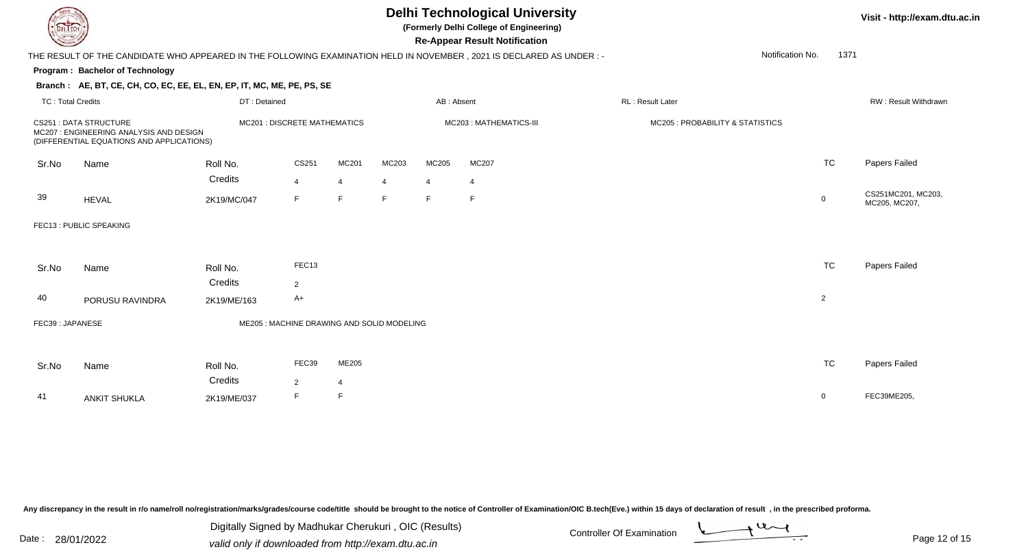# Delhi Technological University

**(Formerly Delhi College of Engineering)**

**Re-Appear Result Notification**

Visit - http://exam.dtu.ac.in

THE RESULT OF THE CANDIDATE WHO APPEARED IN THE FOLLOWING EXAMINATION HELD IN NOVEMBER , 2021 IS DECLARED AS UNDER : -

Notification No. 1371

**Program : Bachelor of Technology**

**Branch : AE, BT, CE, CH, CO, EC, EE, EL, EN, EP, IT, MC, ME, PE, PS, SE**

TC : Total Credits | DT : Detained | AB : Absent | RL : Result Later | RW : Result Withdrawn

CS251 : DATA STRUCTURE | MC201 : DISCRETE MATHEMATICS | MC203 : MATHEMATICS-III | MC205 : PROBABILITY & STATISTICS | MC207 : ENGINEERING ANALYSIS AND DESIGN (DIFFERENTIAL EQUATIONS AND APPLICATIONS)

| Sr.No | Name | Roll No. | CS251 | MC201 | MC203 | MC205 | MC207 | TC | Papers Failed |
|---|---|---|---|---|---|---|---|---|---|
| | | Credits | 4 | 4 | 4 | 4 | 4 | | |
| 39 | HEVAL | 2K19/MC/047 | F | F | F | F | F | 0 | CS251MC201, MC203, MC205, MC207, |

FEC13 : PUBLIC SPEAKING

| Sr.No | Name | Roll No. | FEC13 | TC | Papers Failed |
|---|---|---|---|---|---|
| | | Credits | 2 | | |
| 40 | PORUSU RAVINDRA | 2K19/ME/163 | A+ | 2 | |

FEC39 : JAPANESE | ME205 : MACHINE DRAWING AND SOLID MODELING

| Sr.No | Name | Roll No. | FEC39 | ME205 | TC | Papers Failed |
|---|---|---|---|---|---|---|
| | | Credits | 2 | 4 | | |
| 41 | ANKIT SHUKLA | 2K19/ME/037 | F | F | 0 | FEC39ME205, |

Any discrepancy in the result in r/o name/roll no/registration/marks/grades/course code/title should be brought to the notice of Controller of Examination/OIC B.tech(Eve.) within 15 days of declaration of result , in the prescribed proforma.

Date : 28/01/2022

Digitally Signed by Madhukar Cherukuri , OIC (Results)
valid only if downloaded from http://exam.dtu.ac.in

Controller Of Examination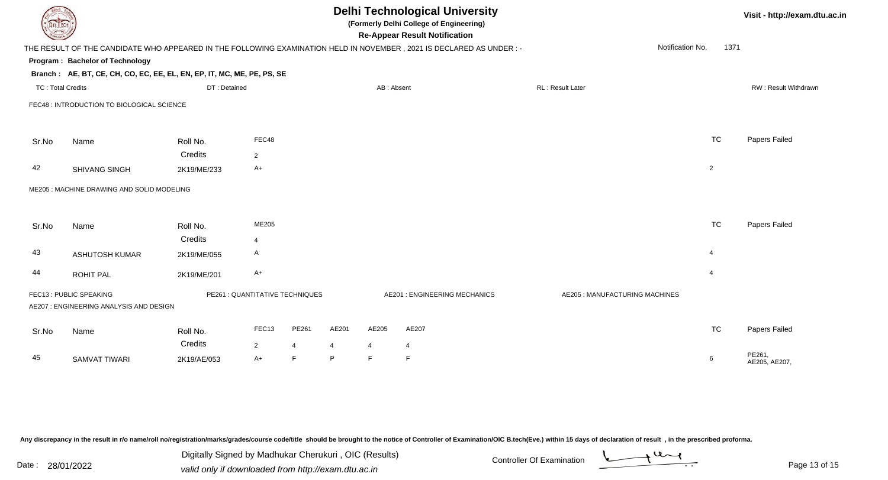# Delhi Technological University

**(Formerly Delhi College of Engineering)**

**Re-Appear Result Notification**

Visit - http://exam.dtu.ac.in

THE RESULT OF THE CANDIDATE WHO APPEARED IN THE FOLLOWING EXAMINATION HELD IN NOVEMBER , 2021 IS DECLARED AS UNDER : -

Notification No. 1371

**Program : Bachelor of Technology**

**Branch : AE, BT, CE, CH, CO, EC, EE, EL, EN, EP, IT, MC, ME, PE, PS, SE**

TC : Total Credits    DT : Detained    AB : Absent    RL : Result Later    RW : Result Withdrawn

FEC48 : INTRODUCTION TO BIOLOGICAL SCIENCE

| Sr.No | Name | Roll No. | FEC48 | TC | Papers Failed |
|---|---|---|---|---|---|
| | | Credits | 2 | | |
| 42 | SHIVANG SINGH | 2K19/ME/233 | A+ | 2 | |

ME205 : MACHINE DRAWING AND SOLID MODELING

| Sr.No | Name | Roll No. | ME205 | TC | Papers Failed |
|---|---|---|---|---|---|
| | | Credits | 4 | | |
| 43 | ASHUTOSH KUMAR | 2K19/ME/055 | A | 4 | |
| 44 | ROHIT PAL | 2K19/ME/201 | A+ | 4 | |

FEC13 : PUBLIC SPEAKING    PE261 : QUANTITATIVE TECHNIQUES    AE201 : ENGINEERING MECHANICS    AE205 : MANUFACTURING MACHINES

AE207 : ENGINEERING ANALYSIS AND DESIGN

| Sr.No | Name | Roll No. | FEC13 | PE261 | AE201 | AE205 | AE207 | TC | Papers Failed |
|---|---|---|---|---|---|---|---|---|---|
| | | Credits | 2 | 4 | 4 | 4 | 4 | | |
| 45 | SAMVAT TIWARI | 2K19/AE/053 | A+ | F | P | F | F | 6 | PE261, AE205, AE207, |

Any discrepancy in the result in r/o name/roll no/registration/marks/grades/course code/title should be brought to the notice of Controller of Examination/OIC B.tech(Eve.) within 15 days of declaration of result , in the prescribed proforma.

Date : 28/01/2022

Digitally Signed by Madhukar Cherukuri , OIC (Results)
valid only if downloaded from http://exam.dtu.ac.in

Controller Of Examination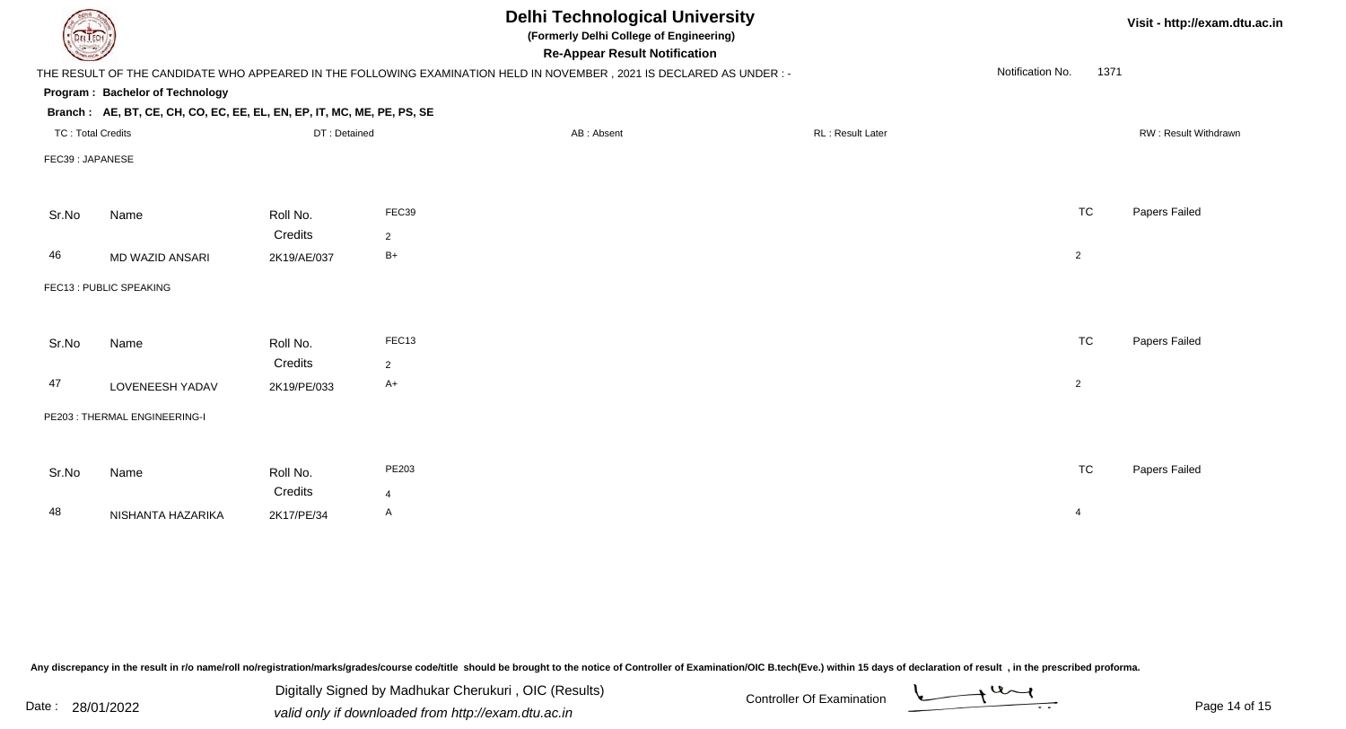# Delhi Technological University

**(Formerly Delhi College of Engineering)**

**Re-Appear Result Notification**

Visit - http://exam.dtu.ac.in

THE RESULT OF THE CANDIDATE WHO APPEARED IN THE FOLLOWING EXAMINATION HELD IN NOVEMBER , 2021 IS DECLARED AS UNDER : -

Notification No. 1371

**Program : Bachelor of Technology**

**Branch : AE, BT, CE, CH, CO, EC, EE, EL, EN, EP, IT, MC, ME, PE, PS, SE**

TC : Total Credits | DT : Detained | AB : Absent | RL : Result Later | RW : Result Withdrawn

FEC39 : JAPANESE

| Sr.No | Name | Roll No. | FEC39 | TC | Papers Failed |
|---|---|---|---|---|---|
| | | Credits | 2 | | |
| 46 | MD WAZID ANSARI | 2K19/AE/037 | B+ | 2 | |

FEC13 : PUBLIC SPEAKING

| Sr.No | Name | Roll No. | FEC13 | TC | Papers Failed |
|---|---|---|---|---|---|
| | | Credits | 2 | | |
| 47 | LOVENEESH YADAV | 2K19/PE/033 | A+ | 2 | |

PE203 : THERMAL ENGINEERING-I

| Sr.No | Name | Roll No. | PE203 | TC | Papers Failed |
|---|---|---|---|---|---|
| | | Credits | 4 | | |
| 48 | NISHANTA HAZARIKA | 2K17/PE/34 | A | 4 | |

Any discrepancy in the result in r/o name/roll no/registration/marks/grades/course code/title should be brought to the notice of Controller of Examination/OIC B.tech(Eve.) within 15 days of declaration of result , in the prescribed proforma.

Date : 28/01/2022

Digitally Signed by Madhukar Cherukuri , OIC (Results)

valid only if downloaded from http://exam.dtu.ac.in

Controller Of Examination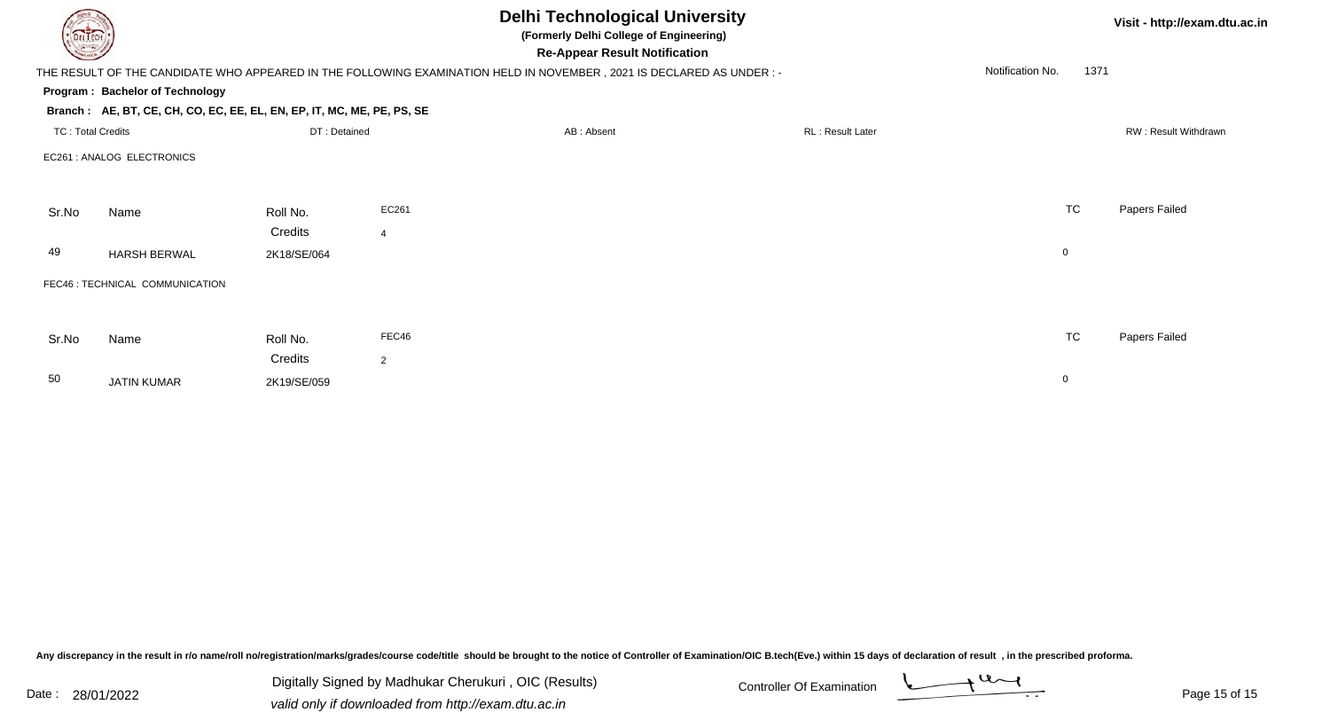# Delhi Technological University

**(Formerly Delhi College of Engineering)**

**Re-Appear Result Notification**

Visit - http://exam.dtu.ac.in

THE RESULT OF THE CANDIDATE WHO APPEARED IN THE FOLLOWING EXAMINATION HELD IN NOVEMBER , 2021 IS DECLARED AS UNDER : -

Notification No. 1371

**Program : Bachelor of Technology**

**Branch : AE, BT, CE, CH, CO, EC, EE, EL, EN, EP, IT, MC, ME, PE, PS, SE**

TC : Total Credits | DT : Detained | AB : Absent | RL : Result Later | RW : Result Withdrawn

EC261 : ANALOG ELECTRONICS

| Sr.No | Name | Roll No. | EC261 | TC | Papers Failed |
|---|---|---|---|---|---|
| | | Credits | 4 | | |
| 49 | HARSH BERWAL | 2K18/SE/064 | | 0 | |

FEC46 : TECHNICAL COMMUNICATION

| Sr.No | Name | Roll No. | FEC46 | TC | Papers Failed |
|---|---|---|---|---|---|
| | | Credits | 2 | | |
| 50 | JATIN KUMAR | 2K19/SE/059 | | 0 | |

Any discrepancy in the result in r/o name/roll no/registration/marks/grades/course code/title should be brought to the notice of Controller of Examination/OIC B.tech(Eve.) within 15 days of declaration of result , in the prescribed proforma.

Date : 28/01/2022

Digitally Signed by Madhukar Cherukuri , OIC (Results)

*valid only if downloaded from http://exam.dtu.ac.in*

Controller Of Examination